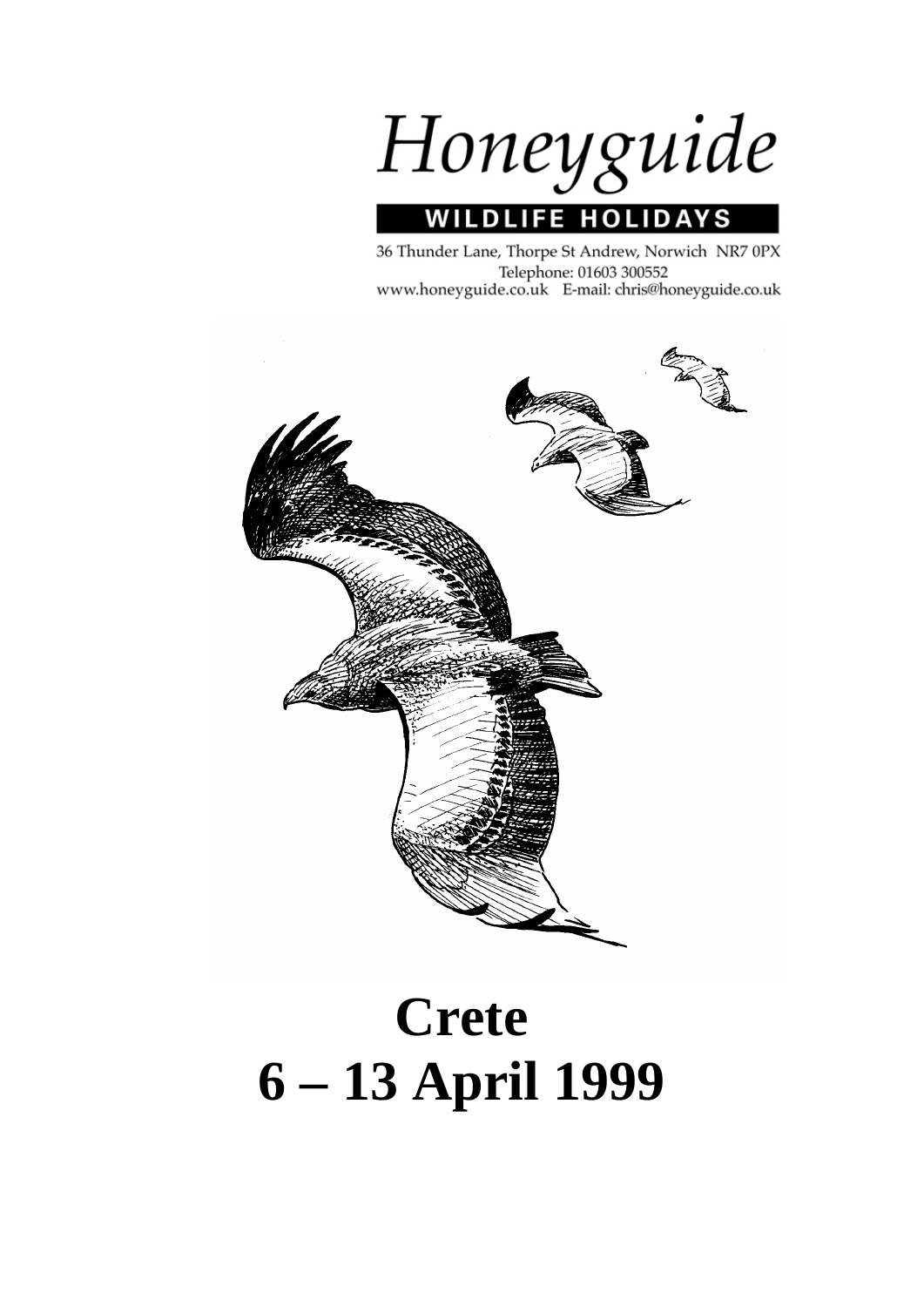# Honeyguide

**WILDLIFE HOLIDAYS**

36 Thunder Lane, Thorpe St Andrew, Norwich NR7 0PX
Telephone: 01603 300552
www.honeyguide.co.uk E-mail: chris@honeyguide.co.uk

# Crete
# 6 – 13 April 1999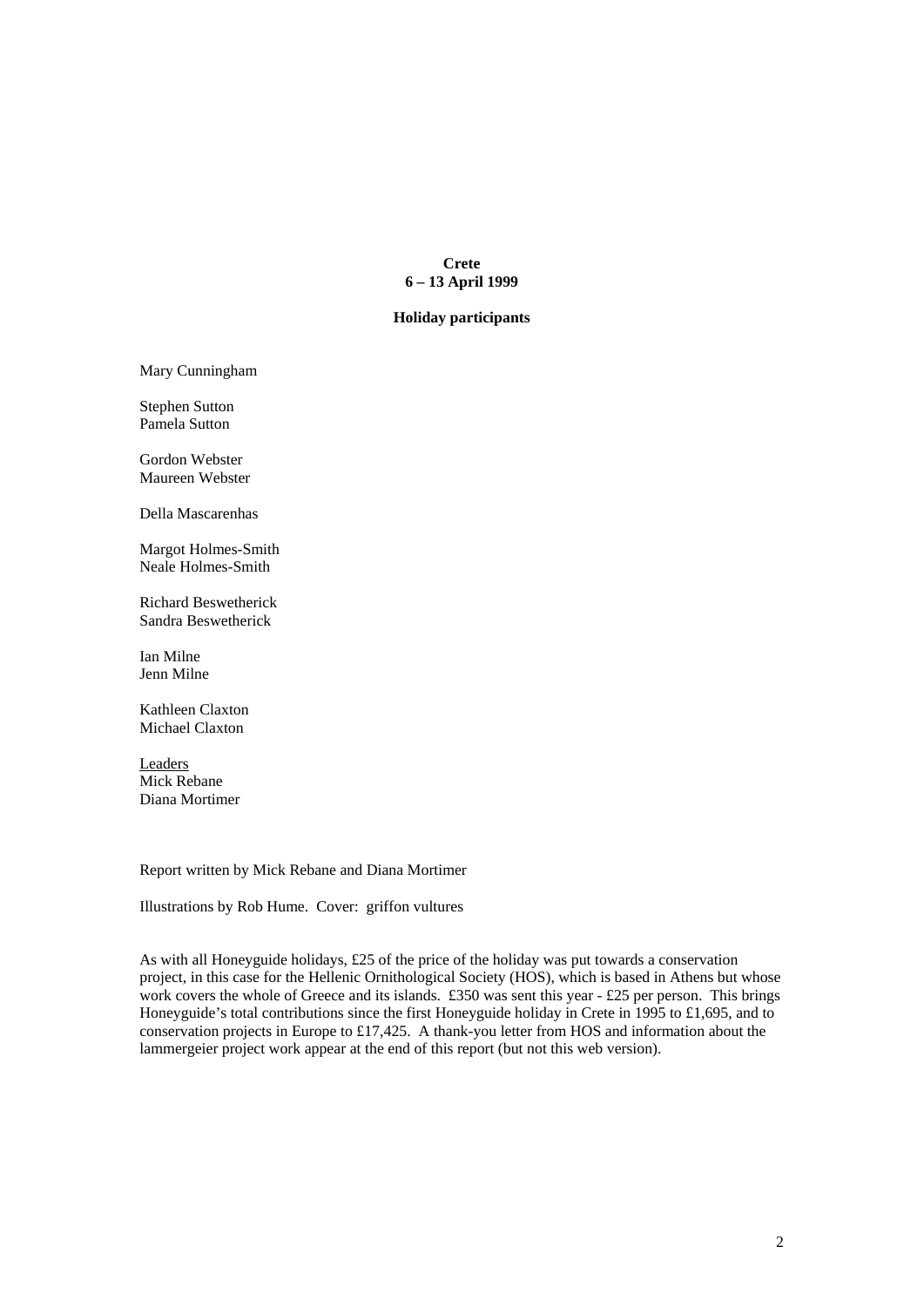**Crete**
**6 – 13 April 1999**

**Holiday participants**

Mary Cunningham

Stephen Sutton
Pamela Sutton

Gordon Webster
Maureen Webster

Della Mascarenhas

Margot Holmes-Smith
Neale Holmes-Smith

Richard Beswetherick
Sandra Beswetherick

Ian Milne
Jenn Milne

Kathleen Claxton
Michael Claxton

<u>Leaders</u>
Mick Rebane
Diana Mortimer

Report written by Mick Rebane and Diana Mortimer

Illustrations by Rob Hume. Cover: griffon vultures

As with all Honeyguide holidays, £25 of the price of the holiday was put towards a conservation project, in this case for the Hellenic Ornithological Society (HOS), which is based in Athens but whose work covers the whole of Greece and its islands. £350 was sent this year - £25 per person. This brings Honeyguide's total contributions since the first Honeyguide holiday in Crete in 1995 to £1,695, and to conservation projects in Europe to £17,425. A thank-you letter from HOS and information about the lammergeier project work appear at the end of this report (but not this web version).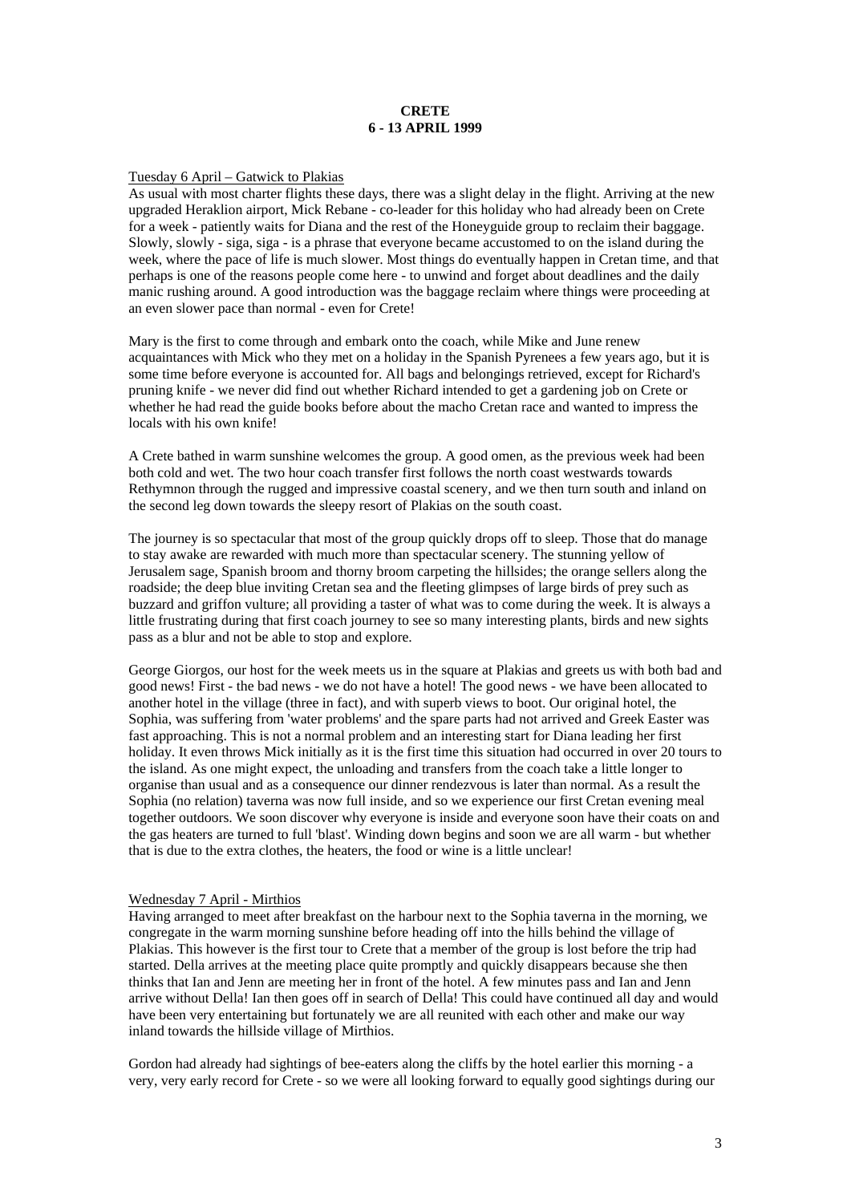**CRETE**
**6 - 13 APRIL 1999**

Tuesday 6 April – Gatwick to Plakias

As usual with most charter flights these days, there was a slight delay in the flight. Arriving at the new upgraded Heraklion airport, Mick Rebane - co-leader for this holiday who had already been on Crete for a week - patiently waits for Diana and the rest of the Honeyguide group to reclaim their baggage. Slowly, slowly - siga, siga - is a phrase that everyone became accustomed to on the island during the week, where the pace of life is much slower. Most things do eventually happen in Cretan time, and that perhaps is one of the reasons people come here - to unwind and forget about deadlines and the daily manic rushing around. A good introduction was the baggage reclaim where things were proceeding at an even slower pace than normal - even for Crete!

Mary is the first to come through and embark onto the coach, while Mike and June renew acquaintances with Mick who they met on a holiday in the Spanish Pyrenees a few years ago, but it is some time before everyone is accounted for. All bags and belongings retrieved, except for Richard's pruning knife - we never did find out whether Richard intended to get a gardening job on Crete or whether he had read the guide books before about the macho Cretan race and wanted to impress the locals with his own knife!

A Crete bathed in warm sunshine welcomes the group. A good omen, as the previous week had been both cold and wet. The two hour coach transfer first follows the north coast westwards towards Rethymnon through the rugged and impressive coastal scenery, and we then turn south and inland on the second leg down towards the sleepy resort of Plakias on the south coast.

The journey is so spectacular that most of the group quickly drops off to sleep. Those that do manage to stay awake are rewarded with much more than spectacular scenery. The stunning yellow of Jerusalem sage, Spanish broom and thorny broom carpeting the hillsides; the orange sellers along the roadside; the deep blue inviting Cretan sea and the fleeting glimpses of large birds of prey such as buzzard and griffon vulture; all providing a taster of what was to come during the week. It is always a little frustrating during that first coach journey to see so many interesting plants, birds and new sights pass as a blur and not be able to stop and explore.

George Giorgos, our host for the week meets us in the square at Plakias and greets us with both bad and good news! First - the bad news - we do not have a hotel! The good news - we have been allocated to another hotel in the village (three in fact), and with superb views to boot. Our original hotel, the Sophia, was suffering from 'water problems' and the spare parts had not arrived and Greek Easter was fast approaching. This is not a normal problem and an interesting start for Diana leading her first holiday. It even throws Mick initially as it is the first time this situation had occurred in over 20 tours to the island. As one might expect, the unloading and transfers from the coach take a little longer to organise than usual and as a consequence our dinner rendezvous is later than normal. As a result the Sophia (no relation) taverna was now full inside, and so we experience our first Cretan evening meal together outdoors. We soon discover why everyone is inside and everyone soon have their coats on and the gas heaters are turned to full 'blast'. Winding down begins and soon we are all warm - but whether that is due to the extra clothes, the heaters, the food or wine is a little unclear!

Wednesday 7 April - Mirthios

Having arranged to meet after breakfast on the harbour next to the Sophia taverna in the morning, we congregate in the warm morning sunshine before heading off into the hills behind the village of Plakias. This however is the first tour to Crete that a member of the group is lost before the trip had started. Della arrives at the meeting place quite promptly and quickly disappears because she then thinks that Ian and Jenn are meeting her in front of the hotel. A few minutes pass and Ian and Jenn arrive without Della! Ian then goes off in search of Della! This could have continued all day and would have been very entertaining but fortunately we are all reunited with each other and make our way inland towards the hillside village of Mirthios.

Gordon had already had sightings of bee-eaters along the cliffs by the hotel earlier this morning - a very, very early record for Crete - so we were all looking forward to equally good sightings during our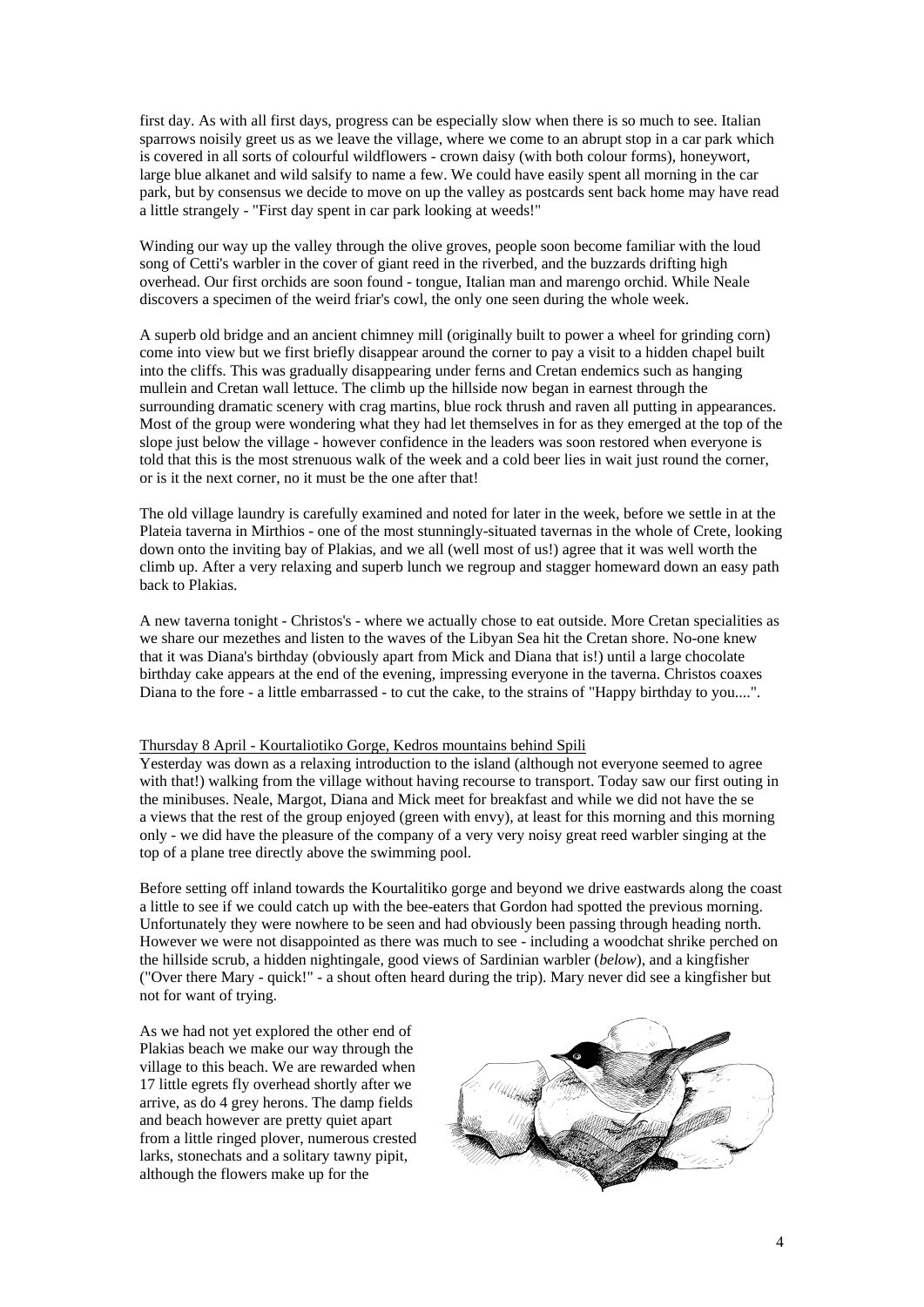first day. As with all first days, progress can be especially slow when there is so much to see. Italian sparrows noisily greet us as we leave the village, where we come to an abrupt stop in a car park which is covered in all sorts of colourful wildflowers - crown daisy (with both colour forms), honeywort, large blue alkanet and wild salsify to name a few. We could have easily spent all morning in the car park, but by consensus we decide to move on up the valley as postcards sent back home may have read a little strangely - "First day spent in car park looking at weeds!"

Winding our way up the valley through the olive groves, people soon become familiar with the loud song of Cetti's warbler in the cover of giant reed in the riverbed, and the buzzards drifting high overhead. Our first orchids are soon found - tongue, Italian man and marengo orchid. While Neale discovers a specimen of the weird friar's cowl, the only one seen during the whole week.

A superb old bridge and an ancient chimney mill (originally built to power a wheel for grinding corn) come into view but we first briefly disappear around the corner to pay a visit to a hidden chapel built into the cliffs. This was gradually disappearing under ferns and Cretan endemics such as hanging mullein and Cretan wall lettuce. The climb up the hillside now began in earnest through the surrounding dramatic scenery with crag martins, blue rock thrush and raven all putting in appearances. Most of the group were wondering what they had let themselves in for as they emerged at the top of the slope just below the village - however confidence in the leaders was soon restored when everyone is told that this is the most strenuous walk of the week and a cold beer lies in wait just round the corner, or is it the next corner, no it must be the one after that!

The old village laundry is carefully examined and noted for later in the week, before we settle in at the Plateia taverna in Mirthios - one of the most stunningly-situated tavernas in the whole of Crete, looking down onto the inviting bay of Plakias, and we all (well most of us!) agree that it was well worth the climb up. After a very relaxing and superb lunch we regroup and stagger homeward down an easy path back to Plakias.

A new taverna tonight - Christos's - where we actually chose to eat outside. More Cretan specialities as we share our mezethes and listen to the waves of the Libyan Sea hit the Cretan shore. No-one knew that it was Diana's birthday (obviously apart from Mick and Diana that is!) until a large chocolate birthday cake appears at the end of the evening, impressing everyone in the taverna. Christos coaxes Diana to the fore - a little embarrassed - to cut the cake, to the strains of "Happy birthday to you....".

<u>Thursday 8 April - Kourtaliotiko Gorge, Kedros mountains behind Spili</u>

Yesterday was down as a relaxing introduction to the island (although not everyone seemed to agree with that!) walking from the village without having recourse to transport. Today saw our first outing in the minibuses. Neale, Margot, Diana and Mick meet for breakfast and while we did not have the se a views that the rest of the group enjoyed (green with envy), at least for this morning and this morning only - we did have the pleasure of the company of a very very noisy great reed warbler singing at the top of a plane tree directly above the swimming pool.

Before setting off inland towards the Kourtalitiko gorge and beyond we drive eastwards along the coast a little to see if we could catch up with the bee-eaters that Gordon had spotted the previous morning. Unfortunately they were nowhere to be seen and had obviously been passing through heading north. However we were not disappointed as there was much to see - including a woodchat shrike perched on the hillside scrub, a hidden nightingale, good views of Sardinian warbler (*below*), and a kingfisher ("Over there Mary - quick!" - a shout often heard during the trip). Mary never did see a kingfisher but not for want of trying.

As we had not yet explored the other end of Plakias beach we make our way through the village to this beach. We are rewarded when 17 little egrets fly overhead shortly after we arrive, as do 4 grey herons. The damp fields and beach however are pretty quiet apart from a little ringed plover, numerous crested larks, stonechats and a solitary tawny pipit, although the flowers make up for the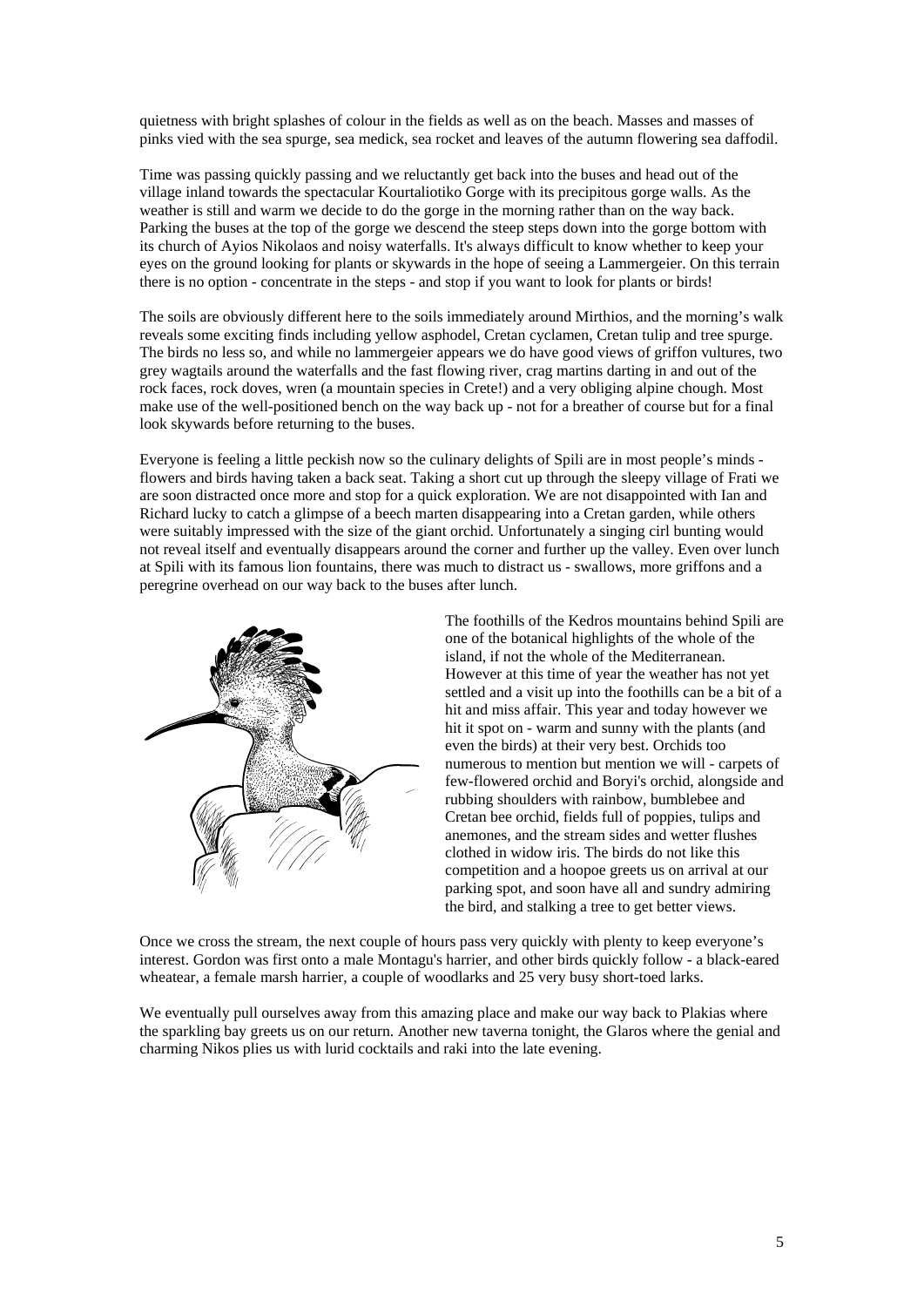quietness with bright splashes of colour in the fields as well as on the beach. Masses and masses of pinks vied with the sea spurge, sea medick, sea rocket and leaves of the autumn flowering sea daffodil.

Time was passing quickly passing and we reluctantly get back into the buses and head out of the village inland towards the spectacular Kourtaliotiko Gorge with its precipitous gorge walls. As the weather is still and warm we decide to do the gorge in the morning rather than on the way back. Parking the buses at the top of the gorge we descend the steep steps down into the gorge bottom with its church of Ayios Nikolaos and noisy waterfalls. It's always difficult to know whether to keep your eyes on the ground looking for plants or skywards in the hope of seeing a Lammergeier. On this terrain there is no option - concentrate in the steps - and stop if you want to look for plants or birds!

The soils are obviously different here to the soils immediately around Mirthios, and the morning's walk reveals some exciting finds including yellow asphodel, Cretan cyclamen, Cretan tulip and tree spurge. The birds no less so, and while no lammergeier appears we do have good views of griffon vultures, two grey wagtails around the waterfalls and the fast flowing river, crag martins darting in and out of the rock faces, rock doves, wren (a mountain species in Crete!) and a very obliging alpine chough. Most make use of the well-positioned bench on the way back up - not for a breather of course but for a final look skywards before returning to the buses.

Everyone is feeling a little peckish now so the culinary delights of Spili are in most people's minds - flowers and birds having taken a back seat. Taking a short cut up through the sleepy village of Frati we are soon distracted once more and stop for a quick exploration. We are not disappointed with Ian and Richard lucky to catch a glimpse of a beech marten disappearing into a Cretan garden, while others were suitably impressed with the size of the giant orchid. Unfortunately a singing cirl bunting would not reveal itself and eventually disappears around the corner and further up the valley. Even over lunch at Spili with its famous lion fountains, there was much to distract us - swallows, more griffons and a peregrine overhead on our way back to the buses after lunch.

The foothills of the Kedros mountains behind Spili are one of the botanical highlights of the whole of the island, if not the whole of the Mediterranean. However at this time of year the weather has not yet settled and a visit up into the foothills can be a bit of a hit and miss affair. This year and today however we hit it spot on - warm and sunny with the plants (and even the birds) at their very best. Orchids too numerous to mention but mention we will - carpets of few-flowered orchid and Boryi's orchid, alongside and rubbing shoulders with rainbow, bumblebee and Cretan bee orchid, fields full of poppies, tulips and anemones, and the stream sides and wetter flushes clothed in widow iris. The birds do not like this competition and a hoopoe greets us on arrival at our parking spot, and soon have all and sundry admiring the bird, and stalking a tree to get better views.

Once we cross the stream, the next couple of hours pass very quickly with plenty to keep everyone's interest. Gordon was first onto a male Montagu's harrier, and other birds quickly follow - a black-eared wheatear, a female marsh harrier, a couple of woodlarks and 25 very busy short-toed larks.

We eventually pull ourselves away from this amazing place and make our way back to Plakias where the sparkling bay greets us on our return. Another new taverna tonight, the Glaros where the genial and charming Nikos plies us with lurid cocktails and raki into the late evening.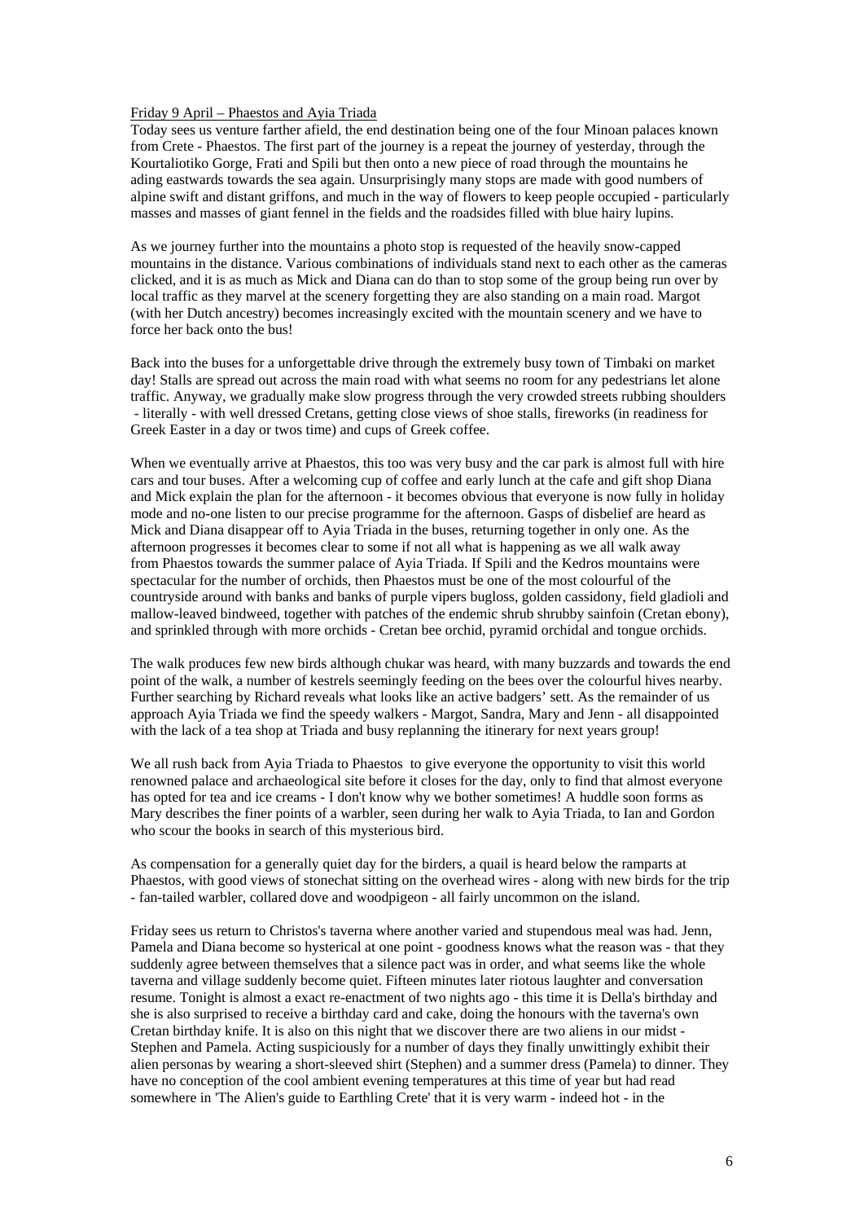Friday 9 April – Phaestos and Ayia Triada

Today sees us venture farther afield, the end destination being one of the four Minoan palaces known from Crete - Phaestos. The first part of the journey is a repeat the journey of yesterday, through the Kourtaliotiko Gorge, Frati and Spili but then onto a new piece of road through the mountains he ading eastwards towards the sea again. Unsurprisingly many stops are made with good numbers of alpine swift and distant griffons, and much in the way of flowers to keep people occupied - particularly masses and masses of giant fennel in the fields and the roadsides filled with blue hairy lupins.

As we journey further into the mountains a photo stop is requested of the heavily snow-capped mountains in the distance. Various combinations of individuals stand next to each other as the cameras clicked, and it is as much as Mick and Diana can do than to stop some of the group being run over by local traffic as they marvel at the scenery forgetting they are also standing on a main road. Margot (with her Dutch ancestry) becomes increasingly excited with the mountain scenery and we have to force her back onto the bus!

Back into the buses for a unforgettable drive through the extremely busy town of Timbaki on market day! Stalls are spread out across the main road with what seems no room for any pedestrians let alone traffic. Anyway, we gradually make slow progress through the very crowded streets rubbing shoulders - literally - with well dressed Cretans, getting close views of shoe stalls, fireworks (in readiness for Greek Easter in a day or twos time) and cups of Greek coffee.

When we eventually arrive at Phaestos, this too was very busy and the car park is almost full with hire cars and tour buses. After a welcoming cup of coffee and early lunch at the cafe and gift shop Diana and Mick explain the plan for the afternoon - it becomes obvious that everyone is now fully in holiday mode and no-one listen to our precise programme for the afternoon. Gasps of disbelief are heard as Mick and Diana disappear off to Ayia Triada in the buses, returning together in only one. As the afternoon progresses it becomes clear to some if not all what is happening as we all walk away from Phaestos towards the summer palace of Ayia Triada. If Spili and the Kedros mountains were spectacular for the number of orchids, then Phaestos must be one of the most colourful of the countryside around with banks and banks of purple vipers bugloss, golden cassidony, field gladioli and mallow-leaved bindweed, together with patches of the endemic shrub shrubby sainfoin (Cretan ebony), and sprinkled through with more orchids - Cretan bee orchid, pyramid orchidal and tongue orchids.

The walk produces few new birds although chukar was heard, with many buzzards and towards the end point of the walk, a number of kestrels seemingly feeding on the bees over the colourful hives nearby. Further searching by Richard reveals what looks like an active badgers' sett. As the remainder of us approach Ayia Triada we find the speedy walkers - Margot, Sandra, Mary and Jenn - all disappointed with the lack of a tea shop at Triada and busy replanning the itinerary for next years group!

We all rush back from Ayia Triada to Phaestos to give everyone the opportunity to visit this world renowned palace and archaeological site before it closes for the day, only to find that almost everyone has opted for tea and ice creams - I don't know why we bother sometimes! A huddle soon forms as Mary describes the finer points of a warbler, seen during her walk to Ayia Triada, to Ian and Gordon who scour the books in search of this mysterious bird.

As compensation for a generally quiet day for the birders, a quail is heard below the ramparts at Phaestos, with good views of stonechat sitting on the overhead wires - along with new birds for the trip - fan-tailed warbler, collared dove and woodpigeon - all fairly uncommon on the island.

Friday sees us return to Christos's taverna where another varied and stupendous meal was had. Jenn, Pamela and Diana become so hysterical at one point - goodness knows what the reason was - that they suddenly agree between themselves that a silence pact was in order, and what seems like the whole taverna and village suddenly become quiet. Fifteen minutes later riotous laughter and conversation resume. Tonight is almost a exact re-enactment of two nights ago - this time it is Della's birthday and she is also surprised to receive a birthday card and cake, doing the honours with the taverna's own Cretan birthday knife. It is also on this night that we discover there are two aliens in our midst - Stephen and Pamela. Acting suspiciously for a number of days they finally unwittingly exhibit their alien personas by wearing a short-sleeved shirt (Stephen) and a summer dress (Pamela) to dinner. They have no conception of the cool ambient evening temperatures at this time of year but had read somewhere in 'The Alien's guide to Earthling Crete' that it is very warm - indeed hot - in the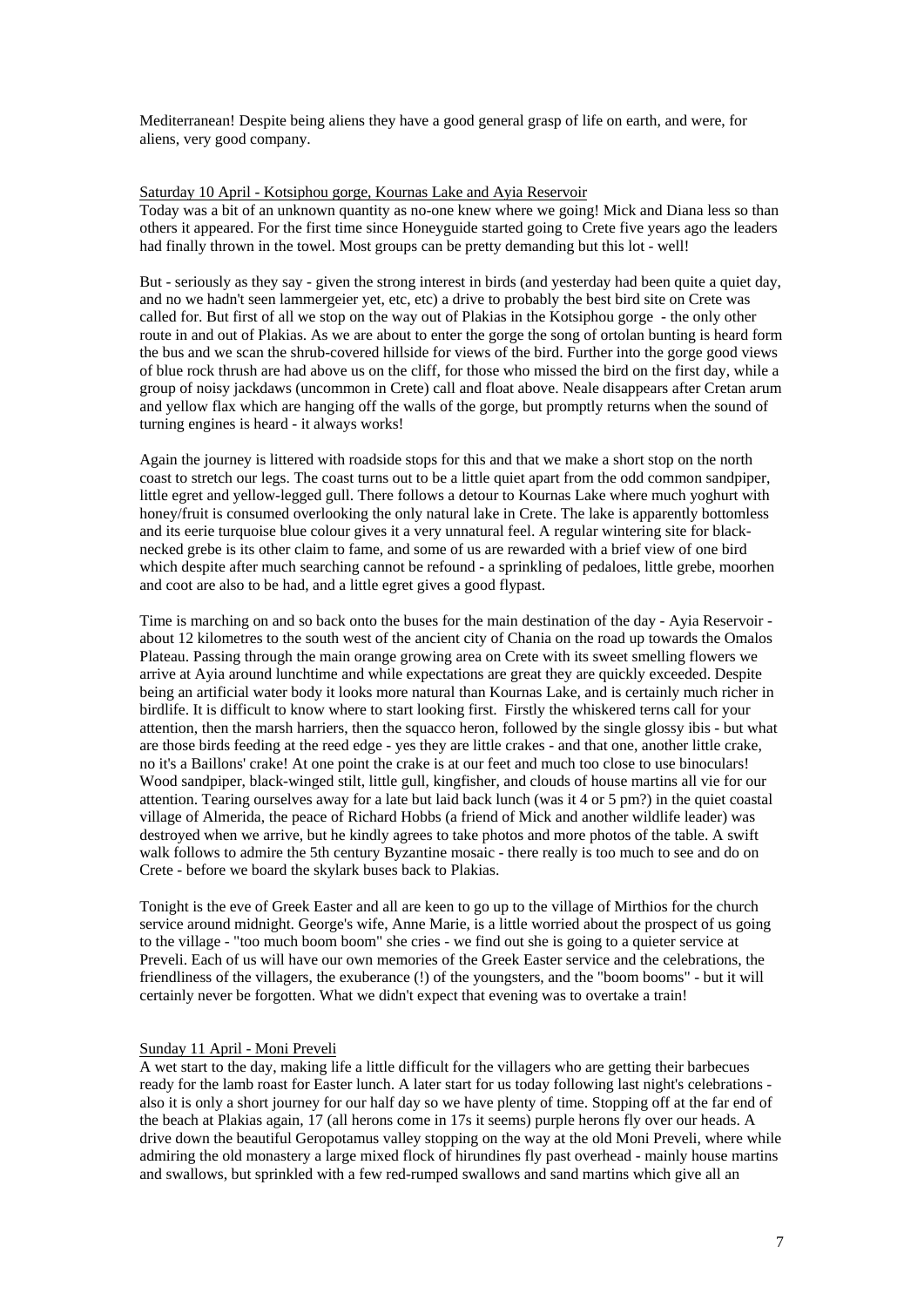Mediterranean! Despite being aliens they have a good general grasp of life on earth, and were, for aliens, very good company.

<u>Saturday 10 April - Kotsiphou gorge, Kournas Lake and Ayia Reservoir</u>

Today was a bit of an unknown quantity as no-one knew where we going! Mick and Diana less so than others it appeared. For the first time since Honeyguide started going to Crete five years ago the leaders had finally thrown in the towel. Most groups can be pretty demanding but this lot - well!

But - seriously as they say - given the strong interest in birds (and yesterday had been quite a quiet day, and no we hadn't seen lammergeier yet, etc, etc) a drive to probably the best bird site on Crete was called for. But first of all we stop on the way out of Plakias in the Kotsiphou gorge - the only other route in and out of Plakias. As we are about to enter the gorge the song of ortolan bunting is heard form the bus and we scan the shrub-covered hillside for views of the bird. Further into the gorge good views of blue rock thrush are had above us on the cliff, for those who missed the bird on the first day, while a group of noisy jackdaws (uncommon in Crete) call and float above. Neale disappears after Cretan arum and yellow flax which are hanging off the walls of the gorge, but promptly returns when the sound of turning engines is heard - it always works!

Again the journey is littered with roadside stops for this and that we make a short stop on the north coast to stretch our legs. The coast turns out to be a little quiet apart from the odd common sandpiper, little egret and yellow-legged gull. There follows a detour to Kournas Lake where much yoghurt with honey/fruit is consumed overlooking the only natural lake in Crete. The lake is apparently bottomless and its eerie turquoise blue colour gives it a very unnatural feel. A regular wintering site for black-necked grebe is its other claim to fame, and some of us are rewarded with a brief view of one bird which despite after much searching cannot be refound - a sprinkling of pedaloes, little grebe, moorhen and coot are also to be had, and a little egret gives a good flypast.

Time is marching on and so back onto the buses for the main destination of the day - Ayia Reservoir - about 12 kilometres to the south west of the ancient city of Chania on the road up towards the Omalos Plateau. Passing through the main orange growing area on Crete with its sweet smelling flowers we arrive at Ayia around lunchtime and while expectations are great they are quickly exceeded. Despite being an artificial water body it looks more natural than Kournas Lake, and is certainly much richer in birdlife. It is difficult to know where to start looking first. Firstly the whiskered terns call for your attention, then the marsh harriers, then the squacco heron, followed by the single glossy ibis - but what are those birds feeding at the reed edge - yes they are little crakes - and that one, another little crake, no it's a Baillons' crake! At one point the crake is at our feet and much too close to use binoculars! Wood sandpiper, black-winged stilt, little gull, kingfisher, and clouds of house martins all vie for our attention. Tearing ourselves away for a late but laid back lunch (was it 4 or 5 pm?) in the quiet coastal village of Almerida, the peace of Richard Hobbs (a friend of Mick and another wildlife leader) was destroyed when we arrive, but he kindly agrees to take photos and more photos of the table. A swift walk follows to admire the 5th century Byzantine mosaic - there really is too much to see and do on Crete - before we board the skylark buses back to Plakias.

Tonight is the eve of Greek Easter and all are keen to go up to the village of Mirthios for the church service around midnight. George's wife, Anne Marie, is a little worried about the prospect of us going to the village - "too much boom boom" she cries - we find out she is going to a quieter service at Preveli. Each of us will have our own memories of the Greek Easter service and the celebrations, the friendliness of the villagers, the exuberance (!) of the youngsters, and the "boom booms" - but it will certainly never be forgotten. What we didn't expect that evening was to overtake a train!

<u>Sunday 11 April - Moni Preveli</u>

A wet start to the day, making life a little difficult for the villagers who are getting their barbecues ready for the lamb roast for Easter lunch. A later start for us today following last night's celebrations - also it is only a short journey for our half day so we have plenty of time. Stopping off at the far end of the beach at Plakias again, 17 (all herons come in 17s it seems) purple herons fly over our heads. A drive down the beautiful Geropotamus valley stopping on the way at the old Moni Preveli, where while admiring the old monastery a large mixed flock of hirundines fly past overhead - mainly house martins and swallows, but sprinkled with a few red-rumped swallows and sand martins which give all an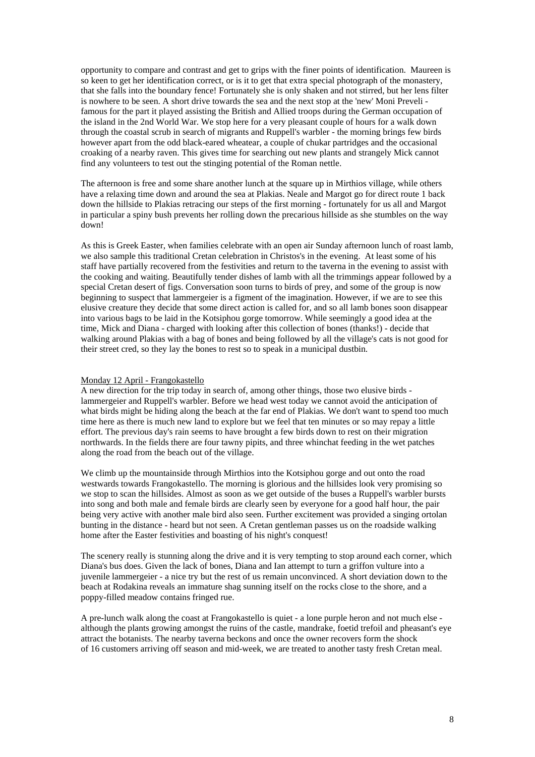opportunity to compare and contrast and get to grips with the finer points of identification. Maureen is so keen to get her identification correct, or is it to get that extra special photograph of the monastery, that she falls into the boundary fence! Fortunately she is only shaken and not stirred, but her lens filter is nowhere to be seen. A short drive towards the sea and the next stop at the 'new' Moni Preveli - famous for the part it played assisting the British and Allied troops during the German occupation of the island in the 2nd World War. We stop here for a very pleasant couple of hours for a walk down through the coastal scrub in search of migrants and Ruppell's warbler - the morning brings few birds however apart from the odd black-eared wheatear, a couple of chukar partridges and the occasional croaking of a nearby raven. This gives time for searching out new plants and strangely Mick cannot find any volunteers to test out the stinging potential of the Roman nettle.

The afternoon is free and some share another lunch at the square up in Mirthios village, while others have a relaxing time down and around the sea at Plakias. Neale and Margot go for direct route 1 back down the hillside to Plakias retracing our steps of the first morning - fortunately for us all and Margot in particular a spiny bush prevents her rolling down the precarious hillside as she stumbles on the way down!

As this is Greek Easter, when families celebrate with an open air Sunday afternoon lunch of roast lamb, we also sample this traditional Cretan celebration in Christos's in the evening. At least some of his staff have partially recovered from the festivities and return to the taverna in the evening to assist with the cooking and waiting. Beautifully tender dishes of lamb with all the trimmings appear followed by a special Cretan desert of figs. Conversation soon turns to birds of prey, and some of the group is now beginning to suspect that lammergeier is a figment of the imagination. However, if we are to see this elusive creature they decide that some direct action is called for, and so all lamb bones soon disappear into various bags to be laid in the Kotsiphou gorge tomorrow. While seemingly a good idea at the time, Mick and Diana - charged with looking after this collection of bones (thanks!) - decide that walking around Plakias with a bag of bones and being followed by all the village's cats is not good for their street cred, so they lay the bones to rest so to speak in a municipal dustbin.

<u>Monday 12 April - Frangokastello</u>

A new direction for the trip today in search of, among other things, those two elusive birds - lammergeier and Ruppell's warbler. Before we head west today we cannot avoid the anticipation of what birds might be hiding along the beach at the far end of Plakias. We don't want to spend too much time here as there is much new land to explore but we feel that ten minutes or so may repay a little effort. The previous day's rain seems to have brought a few birds down to rest on their migration northwards. In the fields there are four tawny pipits, and three whinchat feeding in the wet patches along the road from the beach out of the village.

We climb up the mountainside through Mirthios into the Kotsiphou gorge and out onto the road westwards towards Frangokastello. The morning is glorious and the hillsides look very promising so we stop to scan the hillsides. Almost as soon as we get outside of the buses a Ruppell's warbler bursts into song and both male and female birds are clearly seen by everyone for a good half hour, the pair being very active with another male bird also seen. Further excitement was provided a singing ortolan bunting in the distance - heard but not seen. A Cretan gentleman passes us on the roadside walking home after the Easter festivities and boasting of his night's conquest!

The scenery really is stunning along the drive and it is very tempting to stop around each corner, which Diana's bus does. Given the lack of bones, Diana and Ian attempt to turn a griffon vulture into a juvenile lammergeier - a nice try but the rest of us remain unconvinced. A short deviation down to the beach at Rodakina reveals an immature shag sunning itself on the rocks close to the shore, and a poppy-filled meadow contains fringed rue.

A pre-lunch walk along the coast at Frangokastello is quiet - a lone purple heron and not much else - although the plants growing amongst the ruins of the castle, mandrake, foetid trefoil and pheasant's eye attract the botanists. The nearby taverna beckons and once the owner recovers form the shock of 16 customers arriving off season and mid-week, we are treated to another tasty fresh Cretan meal.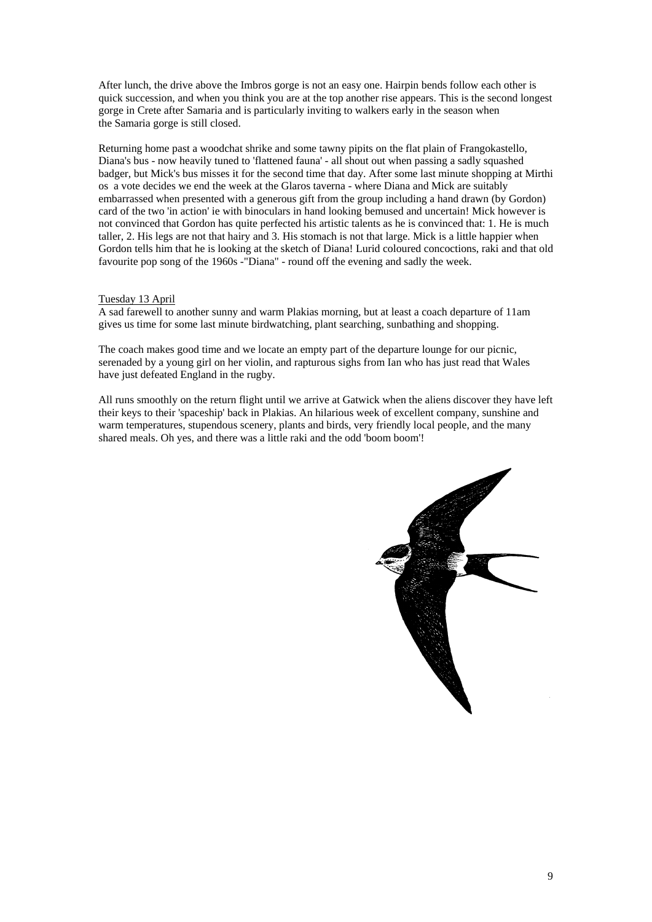After lunch, the drive above the Imbros gorge is not an easy one. Hairpin bends follow each other is quick succession, and when you think you are at the top another rise appears. This is the second longest gorge in Crete after Samaria and is particularly inviting to walkers early in the season when the Samaria gorge is still closed.

Returning home past a woodchat shrike and some tawny pipits on the flat plain of Frangokastello, Diana's bus - now heavily tuned to 'flattened fauna' - all shout out when passing a sadly squashed badger, but Mick's bus misses it for the second time that day. After some last minute shopping at Mirthi os a vote decides we end the week at the Glaros taverna - where Diana and Mick are suitably embarrassed when presented with a generous gift from the group including a hand drawn (by Gordon) card of the two 'in action' ie with binoculars in hand looking bemused and uncertain! Mick however is not convinced that Gordon has quite perfected his artistic talents as he is convinced that: 1. He is much taller, 2. His legs are not that hairy and 3. His stomach is not that large. Mick is a little happier when Gordon tells him that he is looking at the sketch of Diana! Lurid coloured concoctions, raki and that old favourite pop song of the 1960s -"Diana" - round off the evening and sadly the week.

Tuesday 13 April

A sad farewell to another sunny and warm Plakias morning, but at least a coach departure of 11am gives us time for some last minute birdwatching, plant searching, sunbathing and shopping.

The coach makes good time and we locate an empty part of the departure lounge for our picnic, serenaded by a young girl on her violin, and rapturous sighs from Ian who has just read that Wales have just defeated England in the rugby.

All runs smoothly on the return flight until we arrive at Gatwick when the aliens discover they have left their keys to their 'spaceship' back in Plakias. An hilarious week of excellent company, sunshine and warm temperatures, stupendous scenery, plants and birds, very friendly local people, and the many shared meals. Oh yes, and there was a little raki and the odd 'boom boom'!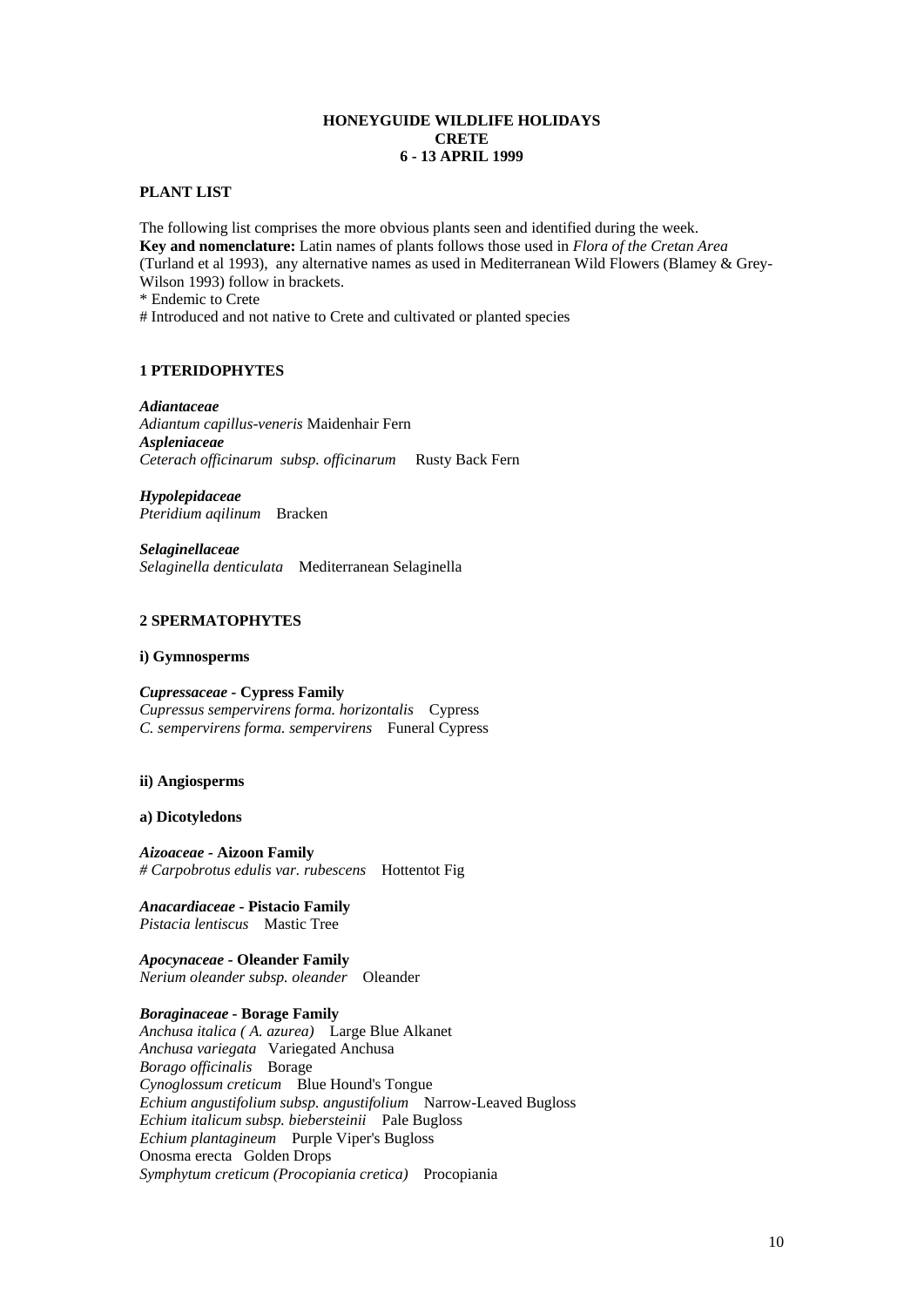**HONEYGUIDE WILDLIFE HOLIDAYS**
**CRETE**
**6 - 13 APRIL 1999**

**PLANT LIST**

The following list comprises the more obvious plants seen and identified during the week.
**Key and nomenclature:** Latin names of plants follows those used in *Flora of the Cretan Area* (Turland et al 1993), any alternative names as used in Mediterranean Wild Flowers (Blamey & Grey-Wilson 1993) follow in brackets.
* Endemic to Crete
# Introduced and not native to Crete and cultivated or planted species

## 1 PTERIDOPHYTES

***Adiantaceae***
*Adiantum capillus-veneris* Maidenhair Fern
***Aspleniaceae***
*Ceterach officinarum subsp. officinarum* Rusty Back Fern

***Hypolepidaceae***
*Pteridium aqilinum* Bracken

***Selaginellaceae***
*Selaginella denticulata* Mediterranean Selaginella

## 2 SPERMATOPHYTES

### i) Gymnosperms

***Cupressaceae* - Cypress Family**
*Cupressus sempervirens forma. horizontalis* Cypress
*C. sempervirens forma. sempervirens* Funeral Cypress

### ii) Angiosperms

#### a) Dicotyledons

***Aizoaceae* - Aizoon Family**
*# Carpobrotus edulis var. rubescens* Hottentot Fig

***Anacardiaceae* - Pistacio Family**
*Pistacia lentiscus* Mastic Tree

***Apocynaceae* - Oleander Family**
*Nerium oleander subsp. oleander* Oleander

***Boraginaceae* - Borage Family**
*Anchusa italica ( A. azurea)* Large Blue Alkanet
*Anchusa variegata* Variegated Anchusa
*Borago officinalis* Borage
*Cynoglossum creticum* Blue Hound's Tongue
*Echium angustifolium subsp. angustifolium* Narrow-Leaved Bugloss
*Echium italicum subsp. biebersteinii* Pale Bugloss
*Echium plantagineum* Purple Viper's Bugloss
Onosma erecta Golden Drops
*Symphytum creticum (Procopiania cretica)* Procopiania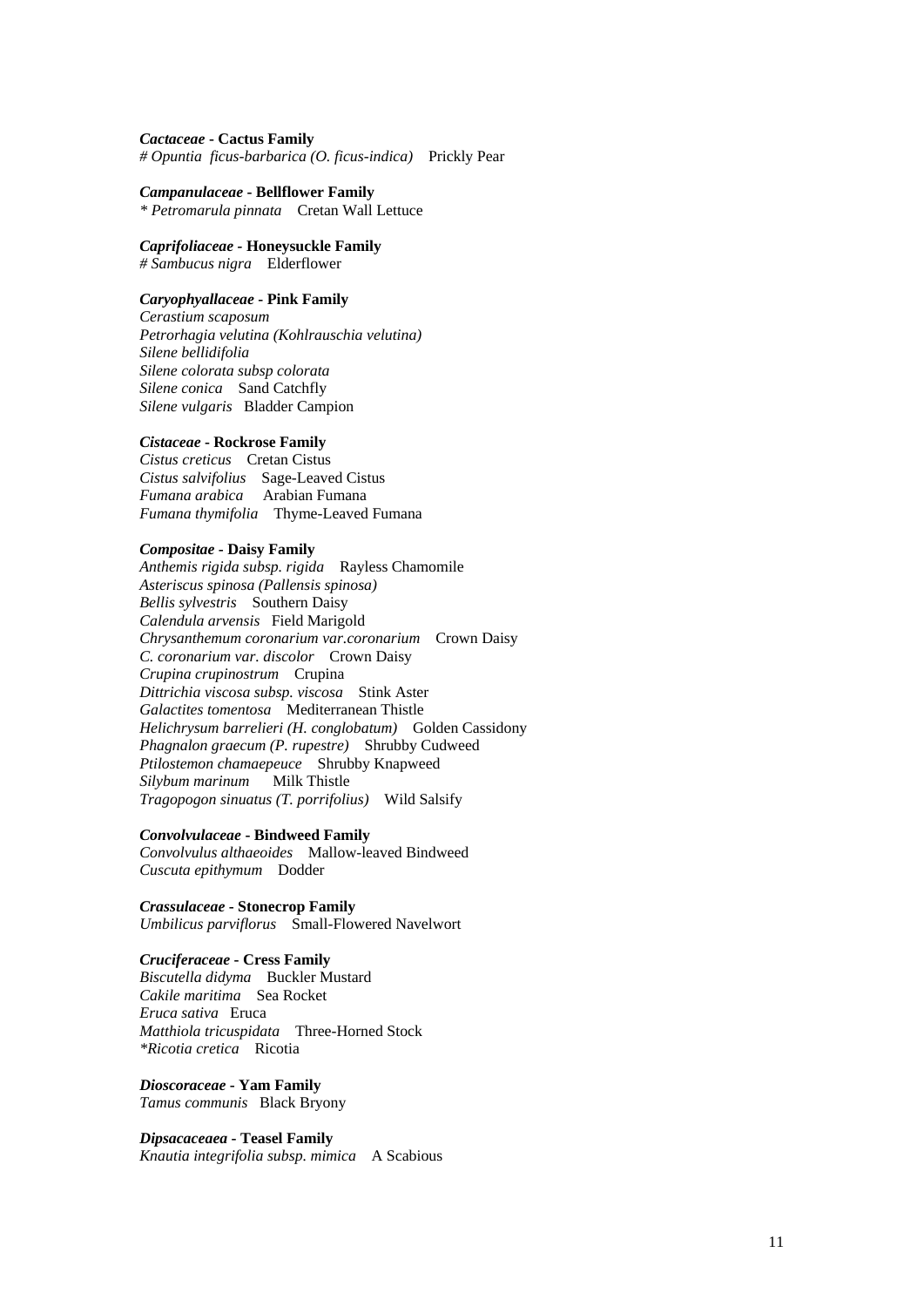***Cactaceae* - Cactus Family**
*# Opuntia ficus-barbarica (O. ficus-indica)* Prickly Pear

***Campanulaceae* - Bellflower Family**
*\* Petromarula pinnata* Cretan Wall Lettuce

***Caprifoliaceae* - Honeysuckle Family**
*# Sambucus nigra* Elderflower

***Caryophyallaceae* - Pink Family**
*Cerastium scaposum*
*Petrorhagia velutina (Kohlrauschia velutina)*
*Silene bellidifolia*
*Silene colorata subsp colorata*
*Silene conica* Sand Catchfly
*Silene vulgaris* Bladder Campion

***Cistaceae* - Rockrose Family**
*Cistus creticus* Cretan Cistus
*Cistus salvifolius* Sage-Leaved Cistus
*Fumana arabica* Arabian Fumana
*Fumana thymifolia* Thyme-Leaved Fumana

***Compositae* - Daisy Family**
*Anthemis rigida subsp. rigida* Rayless Chamomile
*Asteriscus spinosa (Pallensis spinosa)*
*Bellis sylvestris* Southern Daisy
*Calendula arvensis* Field Marigold
*Chrysanthemum coronarium var.coronarium* Crown Daisy
*C. coronarium var. discolor* Crown Daisy
*Crupina crupinostrum* Crupina
*Dittrichia viscosa subsp. viscosa* Stink Aster
*Galactites tomentosa* Mediterranean Thistle
*Helichrysum barrelieri (H. conglobatum)* Golden Cassidony
*Phagnalon graecum (P. rupestre)* Shrubby Cudweed
*Ptilostemon chamaepeuce* Shrubby Knapweed
*Silybum marinum* Milk Thistle
*Tragopogon sinuatus (T. porrifolius)* Wild Salsify

***Convolvulaceae* - Bindweed Family**
*Convolvulus althaeoides* Mallow-leaved Bindweed
*Cuscuta epithymum* Dodder

***Crassulaceae* - Stonecrop Family**
*Umbilicus parviflorus* Small-Flowered Navelwort

***Cruciferaceae* - Cress Family**
*Biscutella didyma* Buckler Mustard
*Cakile maritima* Sea Rocket
*Eruca sativa* Eruca
*Matthiola tricuspidata* Three-Horned Stock
*\*Ricotia cretica* Ricotia

***Dioscoraceae* - Yam Family**
*Tamus communis* Black Bryony

***Dipsacaceaea* - Teasel Family**
*Knautia integrifolia subsp. mimica* A Scabious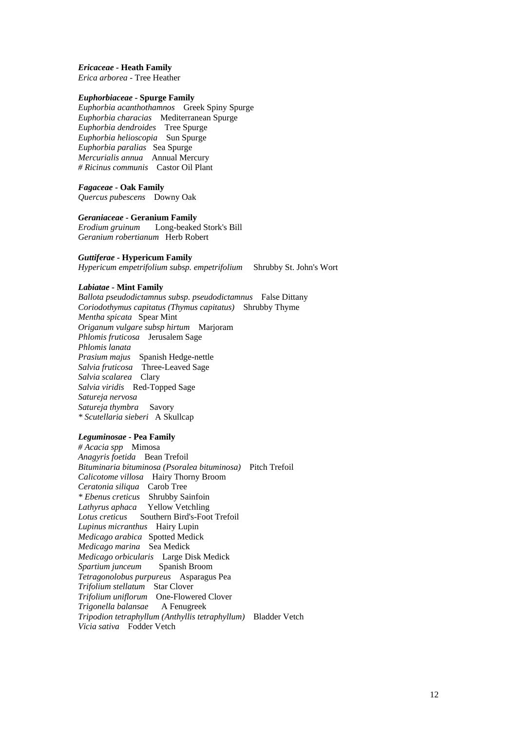***Ericaceae* - Heath Family**
*Erica arborea* - Tree Heather

***Euphorbiaceae* - Spurge Family**
*Euphorbia acanthothamnos* Greek Spiny Spurge
*Euphorbia characias* Mediterranean Spurge
*Euphorbia dendroides* Tree Spurge
*Euphorbia helioscopia* Sun Spurge
*Euphorbia paralias* Sea Spurge
*Mercurialis annua* Annual Mercury
*# Ricinus communis* Castor Oil Plant

***Fagaceae* - Oak Family**
*Quercus pubescens* Downy Oak

***Geraniaceae* - Geranium Family**
*Erodium gruinum* Long-beaked Stork's Bill
*Geranium robertianum* Herb Robert

***Guttiferae* - Hypericum Family**
*Hypericum empetrifolium subsp. empetrifolium* Shrubby St. John's Wort

***Labiatae* - Mint Family**
*Ballota pseudodictamnus subsp. pseudodictamnus* False Dittany
*Coriodothymus capitatus (Thymus capitatus)* Shrubby Thyme
*Mentha spicata* Spear Mint
*Origanum vulgare subsp hirtum* Marjoram
*Phlomis fruticosa* Jerusalem Sage
*Phlomis lanata*
*Prasium majus* Spanish Hedge-nettle
*Salvia fruticosa* Three-Leaved Sage
*Salvia scalarea* Clary
*Salvia viridis* Red-Topped Sage
*Satureja nervosa*
*Satureja thymbra* Savory
*\* Scutellaria sieberi* A Skullcap

***Leguminosae* - Pea Family**
*# Acacia spp* Mimosa
*Anagyris foetida* Bean Trefoil
*Bituminaria bituminosa (Psoralea bituminosa)* Pitch Trefoil
*Calicotome villosa* Hairy Thorny Broom
*Ceratonia siliqua* Carob Tree
*\* Ebenus creticus* Shrubby Sainfoin
*Lathyrus aphaca* Yellow Vetchling
*Lotus creticus* Southern Bird's-Foot Trefoil
*Lupinus micranthus* Hairy Lupin
*Medicago arabica* Spotted Medick
*Medicago marina* Sea Medick
*Medicago orbicularis* Large Disk Medick
*Spartium junceum* Spanish Broom
*Tetragonolobus purpureus* Asparagus Pea
*Trifolium stellatum* Star Clover
*Trifolium uniflorum* One-Flowered Clover
*Trigonella balansae* A Fenugreek
*Tripodion tetraphyllum (Anthyllis tetraphyllum)* Bladder Vetch
*Vicia sativa* Fodder Vetch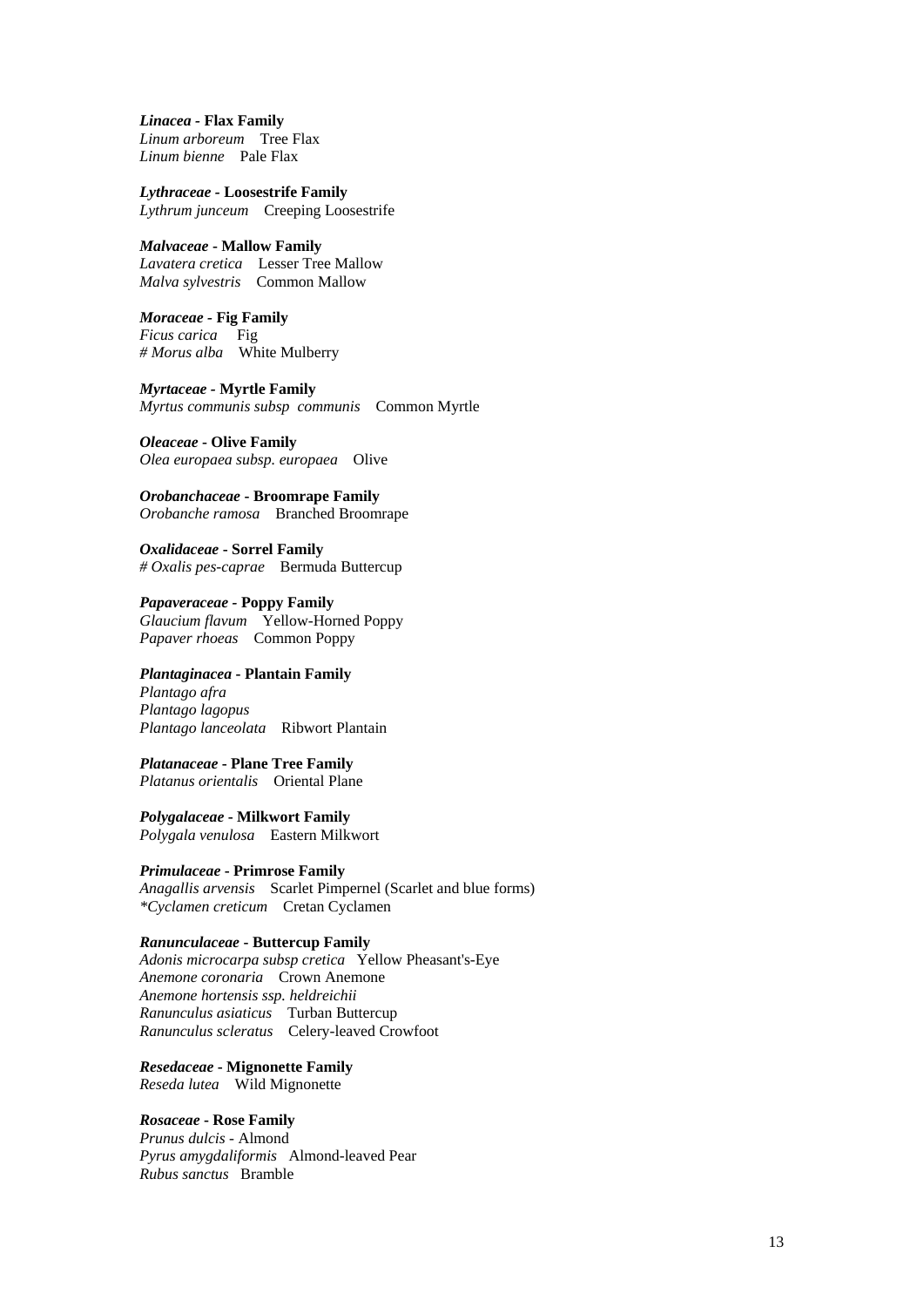***Linacea* - Flax Family**
*Linum arboreum* Tree Flax
*Linum bienne* Pale Flax

***Lythraceae* - Loosestrife Family**
*Lythrum junceum* Creeping Loosestrife

***Malvaceae* - Mallow Family**
*Lavatera cretica* Lesser Tree Mallow
*Malva sylvestris* Common Mallow

***Moraceae* - Fig Family**
*Ficus carica* Fig
*# Morus alba* White Mulberry

***Myrtaceae* - Myrtle Family**
*Myrtus communis subsp communis* Common Myrtle

***Oleaceae* - Olive Family**
*Olea europaea subsp. europaea* Olive

***Orobanchaceae* - Broomrape Family**
*Orobanche ramosa* Branched Broomrape

***Oxalidaceae* - Sorrel Family**
*# Oxalis pes-caprae* Bermuda Buttercup

***Papaveraceae* - Poppy Family**
*Glaucium flavum* Yellow-Horned Poppy
*Papaver rhoeas* Common Poppy

***Plantaginacea* - Plantain Family**
*Plantago afra*
*Plantago lagopus*
*Plantago lanceolata* Ribwort Plantain

***Platanaceae* - Plane Tree Family**
*Platanus orientalis* Oriental Plane

***Polygalaceae* - Milkwort Family**
*Polygala venulosa* Eastern Milkwort

***Primulaceae* - Primrose Family**
*Anagallis arvensis* Scarlet Pimpernel (Scarlet and blue forms)
*\*Cyclamen creticum* Cretan Cyclamen

***Ranunculaceae* - Buttercup Family**
*Adonis microcarpa subsp cretica* Yellow Pheasant's-Eye
*Anemone coronaria* Crown Anemone
*Anemone hortensis ssp. heldreichii*
*Ranunculus asiaticus* Turban Buttercup
*Ranunculus scleratus* Celery-leaved Crowfoot

***Resedaceae* - Mignonette Family**
*Reseda lutea* Wild Mignonette

***Rosaceae* - Rose Family**
*Prunus dulcis* - Almond
*Pyrus amygdaliformis* Almond-leaved Pear
*Rubus sanctus* Bramble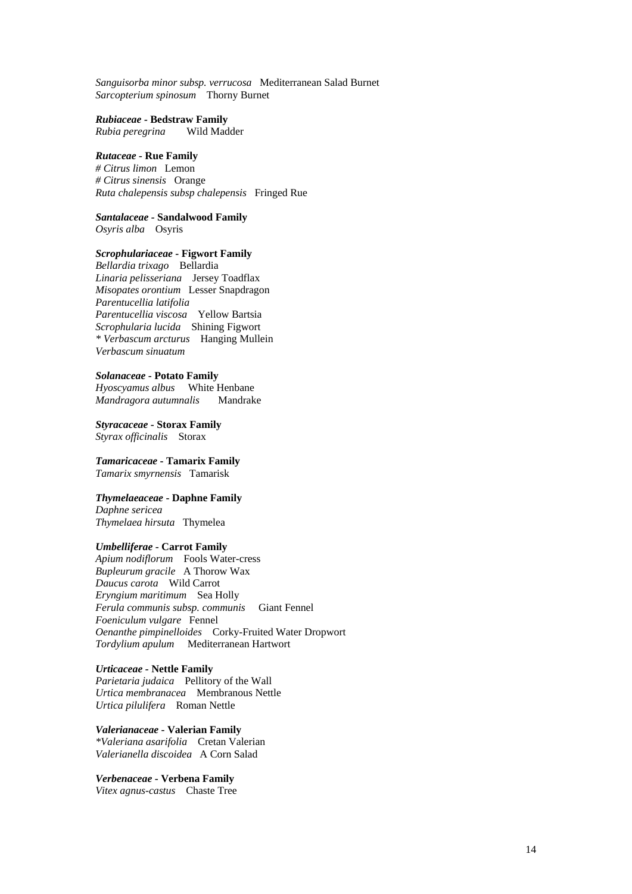*Sanguisorba minor subsp. verrucosa* Mediterranean Salad Burnet
*Sarcopterium spinosum* Thorny Burnet

***Rubiaceae* - Bedstraw Family**
*Rubia peregrina* Wild Madder

***Rutaceae* - Rue Family**
# *Citrus limon* Lemon
# *Citrus sinensis* Orange
*Ruta chalepensis subsp chalepensis* Fringed Rue

***Santalaceae* - Sandalwood Family**
*Osyris alba* Osyris

***Scrophulariaceae* - Figwort Family**
*Bellardia trixago* Bellardia
*Linaria pelisseriana* Jersey Toadflax
*Misopates orontium* Lesser Snapdragon
*Parentucellia latifolia*
*Parentucellia viscosa* Yellow Bartsia
*Scrophularia lucida* Shining Figwort
* *Verbascum arcturus* Hanging Mullein
*Verbascum sinuatum*

***Solanaceae* - Potato Family**
*Hyoscyamus albus* White Henbane
*Mandragora autumnalis* Mandrake

***Styracaceae* - Storax Family**
*Styrax officinalis* Storax

***Tamaricaceae* - Tamarix Family**
*Tamarix smyrnensis* Tamarisk

***Thymelaeaceae* - Daphne Family**
*Daphne sericea*
*Thymelaea hirsuta* Thymelea

***Umbelliferae* - Carrot Family**
*Apium nodiflorum* Fools Water-cress
*Bupleurum gracile* A Thorow Wax
*Daucus carota* Wild Carrot
*Eryngium maritimum* Sea Holly
*Ferula communis subsp. communis* Giant Fennel
*Foeniculum vulgare* Fennel
*Oenanthe pimpinelloides* Corky-Fruited Water Dropwort
*Tordylium apulum* Mediterranean Hartwort

***Urticaceae* - Nettle Family**
*Parietaria judaica* Pellitory of the Wall
*Urtica membranacea* Membranous Nettle
*Urtica pilulifera* Roman Nettle

***Valerianaceae* - Valerian Family**
**Valeriana asarifolia* Cretan Valerian
*Valerianella discoidea* A Corn Salad

***Verbenaceae* - Verbena Family**
*Vitex agnus-castus* Chaste Tree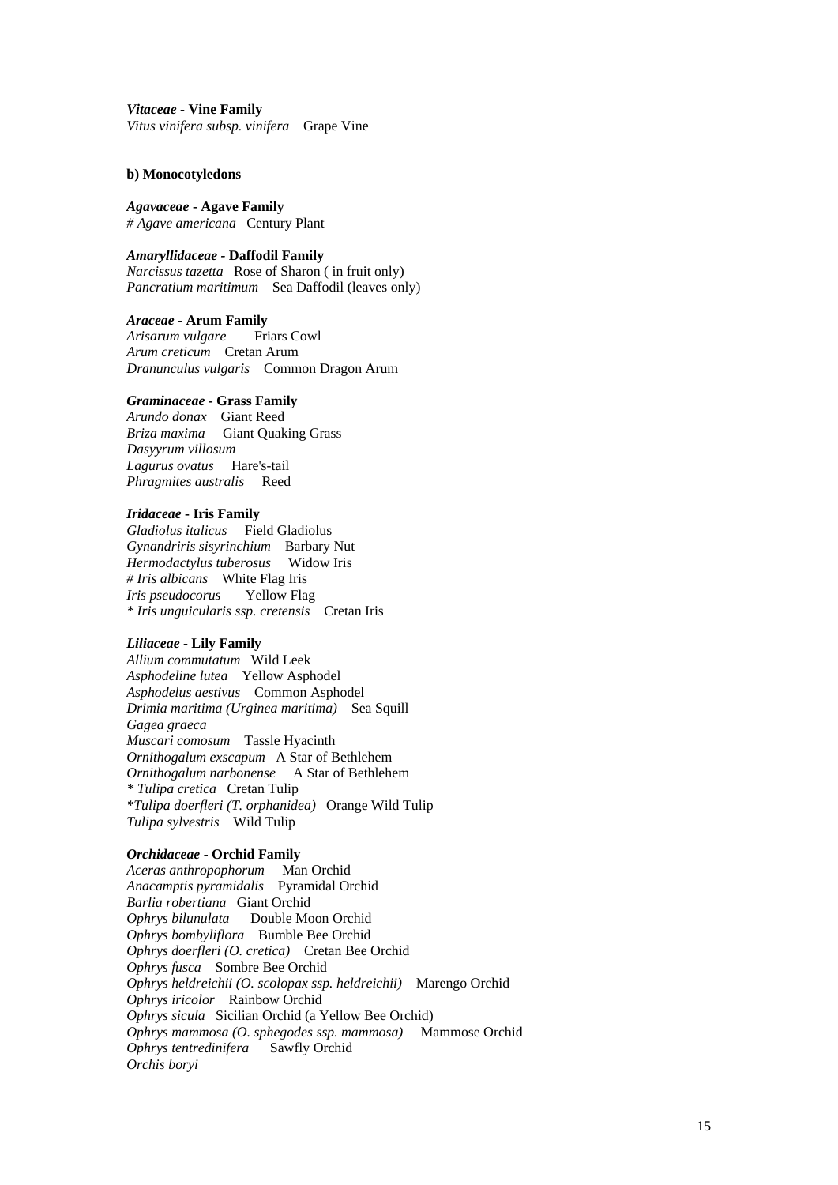***Vitaceae* - Vine Family**
*Vitus vinifera subsp. vinifera* Grape Vine

**b) Monocotyledons**

***Agavaceae* - Agave Family**
*# Agave americana* Century Plant

***Amaryllidaceae* - Daffodil Family**
*Narcissus tazetta* Rose of Sharon ( in fruit only)
*Pancratium maritimum* Sea Daffodil (leaves only)

***Araceae* - Arum Family**
*Arisarum vulgare* Friars Cowl
*Arum creticum* Cretan Arum
*Dranunculus vulgaris* Common Dragon Arum

***Graminaceae* - Grass Family**
*Arundo donax* Giant Reed
*Briza maxima* Giant Quaking Grass
*Dasyyrum villosum*
*Lagurus ovatus* Hare's-tail
*Phragmites australis* Reed

***Iridaceae* - Iris Family**
*Gladiolus italicus* Field Gladiolus
*Gynandriris sisyrinchium* Barbary Nut
*Hermodactylus tuberosus* Widow Iris
*# Iris albicans* White Flag Iris
*Iris pseudocorus* Yellow Flag
*\* Iris unguicularis ssp. cretensis* Cretan Iris

***Liliaceae* - Lily Family**
*Allium commutatum* Wild Leek
*Asphodeline lutea* Yellow Asphodel
*Asphodelus aestivus* Common Asphodel
*Drimia maritima (Urginea maritima)* Sea Squill
*Gagea graeca*
*Muscari comosum* Tassle Hyacinth
*Ornithogalum exscapum* A Star of Bethlehem
*Ornithogalum narbonense* A Star of Bethlehem
*\* Tulipa cretica* Cretan Tulip
*\*Tulipa doerfleri (T. orphanidea)* Orange Wild Tulip
*Tulipa sylvestris* Wild Tulip

***Orchidaceae* - Orchid Family**
*Aceras anthropophorum* Man Orchid
*Anacamptis pyramidalis* Pyramidal Orchid
*Barlia robertiana* Giant Orchid
*Ophrys bilunulata* Double Moon Orchid
*Ophrys bombyliflora* Bumble Bee Orchid
*Ophrys doerfleri (O. cretica)* Cretan Bee Orchid
*Ophrys fusca* Sombre Bee Orchid
*Ophrys heldreichii (O. scolopax ssp. heldreichii)* Marengo Orchid
*Ophrys iricolor* Rainbow Orchid
*Ophrys sicula* Sicilian Orchid (a Yellow Bee Orchid)
*Ophrys mammosa (O. sphegodes ssp. mammosa)* Mammose Orchid
*Ophrys tentredinifera* Sawfly Orchid
*Orchis boryi*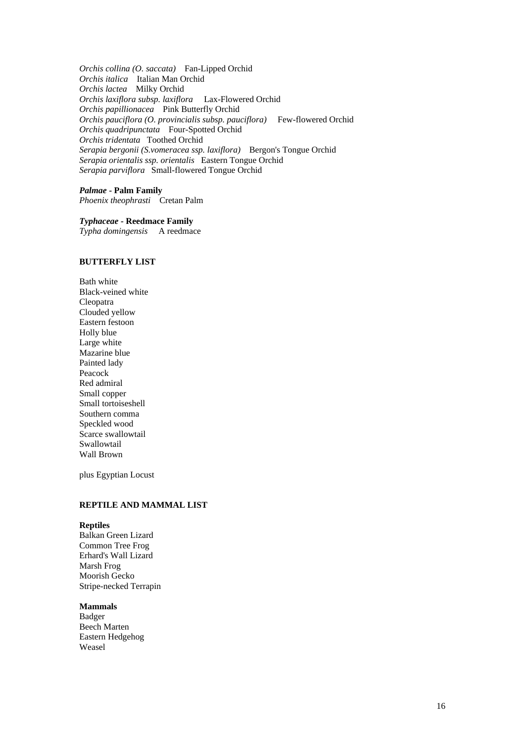*Orchis collina (O. saccata)* Fan-Lipped Orchid
*Orchis italica* Italian Man Orchid
*Orchis lactea* Milky Orchid
*Orchis laxiflora subsp. laxiflora* Lax-Flowered Orchid
*Orchis papillionacea* Pink Butterfly Orchid
*Orchis pauciflora (O. provincialis subsp. pauciflora)* Few-flowered Orchid
*Orchis quadripunctata* Four-Spotted Orchid
*Orchis tridentata* Toothed Orchid
*Serapia bergonii (S.vomeracea ssp. laxiflora)* Bergon's Tongue Orchid
*Serapia orientalis ssp. orientalis* Eastern Tongue Orchid
*Serapia parviflora* Small-flowered Tongue Orchid

***Palmae* - Palm Family**
*Phoenix theophrasti* Cretan Palm

***Typhaceae* - Reedmace Family**
*Typha domingensis* A reedmace

## BUTTERFLY LIST

Bath white
Black-veined white
Cleopatra
Clouded yellow
Eastern festoon
Holly blue
Large white
Mazarine blue
Painted lady
Peacock
Red admiral
Small copper
Small tortoiseshell
Southern comma
Speckled wood
Scarce swallowtail
Swallowtail
Wall Brown

plus Egyptian Locust

## REPTILE AND MAMMAL LIST

**Reptiles**
Balkan Green Lizard
Common Tree Frog
Erhard's Wall Lizard
Marsh Frog
Moorish Gecko
Stripe-necked Terrapin

**Mammals**
Badger
Beech Marten
Eastern Hedgehog
Weasel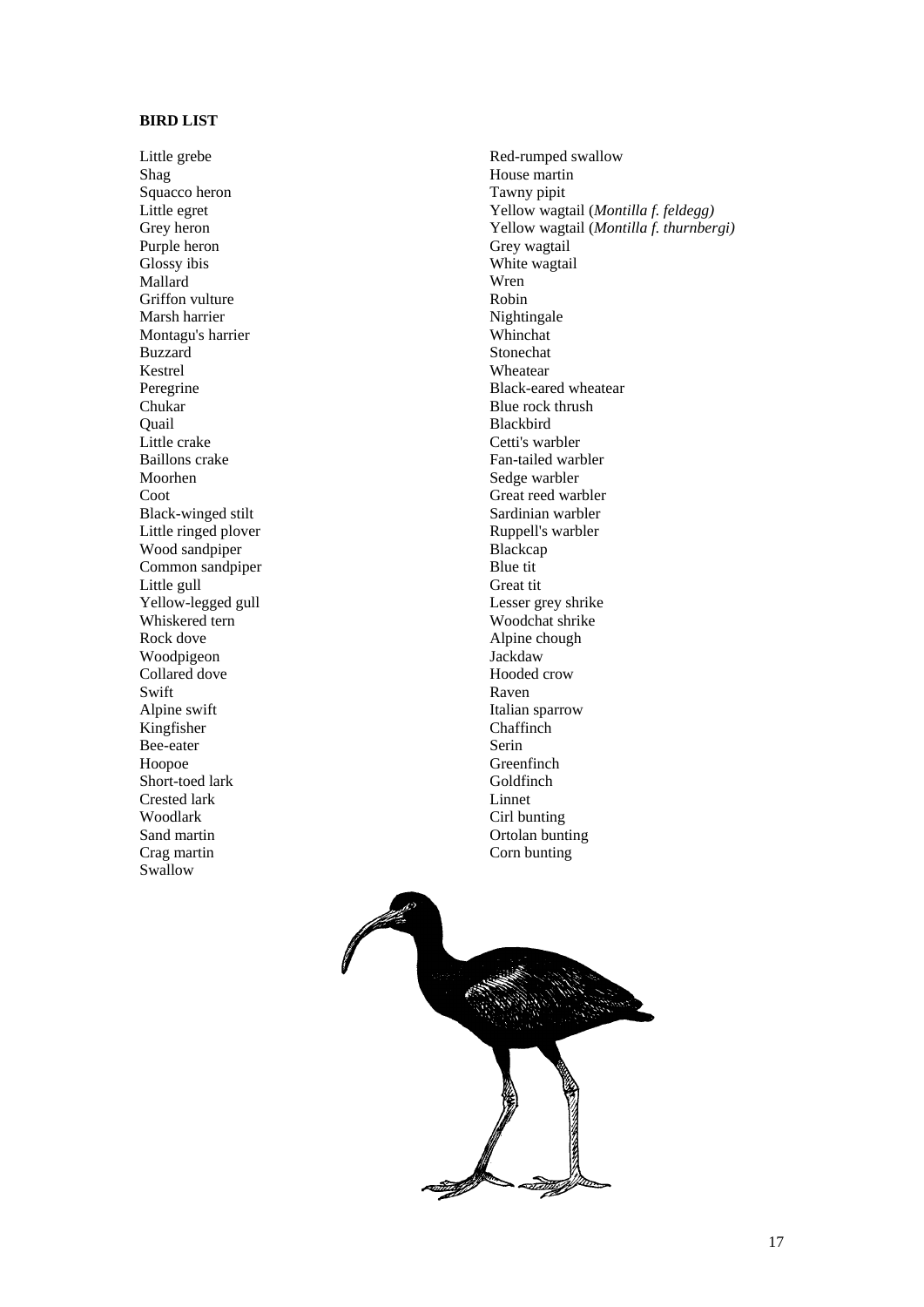**BIRD LIST**

Little grebe
Shag
Squacco heron
Little egret
Grey heron
Purple heron
Glossy ibis
Mallard
Griffon vulture
Marsh harrier
Montagu's harrier
Buzzard
Kestrel
Peregrine
Chukar
Quail
Little crake
Baillons crake
Moorhen
Coot
Black-winged stilt
Little ringed plover
Wood sandpiper
Common sandpiper
Little gull
Yellow-legged gull
Whiskered tern
Rock dove
Woodpigeon
Collared dove
Swift
Alpine swift
Kingfisher
Bee-eater
Hoopoe
Short-toed lark
Crested lark
Woodlark
Sand martin
Crag martin
Swallow
Red-rumped swallow
House martin
Tawny pipit
Yellow wagtail (*Montilla f. feldegg)*
Yellow wagtail (*Montilla f. thurnbergi)*
Grey wagtail
White wagtail
Wren
Robin
Nightingale
Whinchat
Stonechat
Wheatear
Black-eared wheatear
Blue rock thrush
Blackbird
Cetti's warbler
Fan-tailed warbler
Sedge warbler
Great reed warbler
Sardinian warbler
Ruppell's warbler
Blackcap
Blue tit
Great tit
Lesser grey shrike
Woodchat shrike
Alpine chough
Jackdaw
Hooded crow
Raven
Italian sparrow
Chaffinch
Serin
Greenfinch
Goldfinch
Linnet
Cirl bunting
Ortolan bunting
Corn bunting